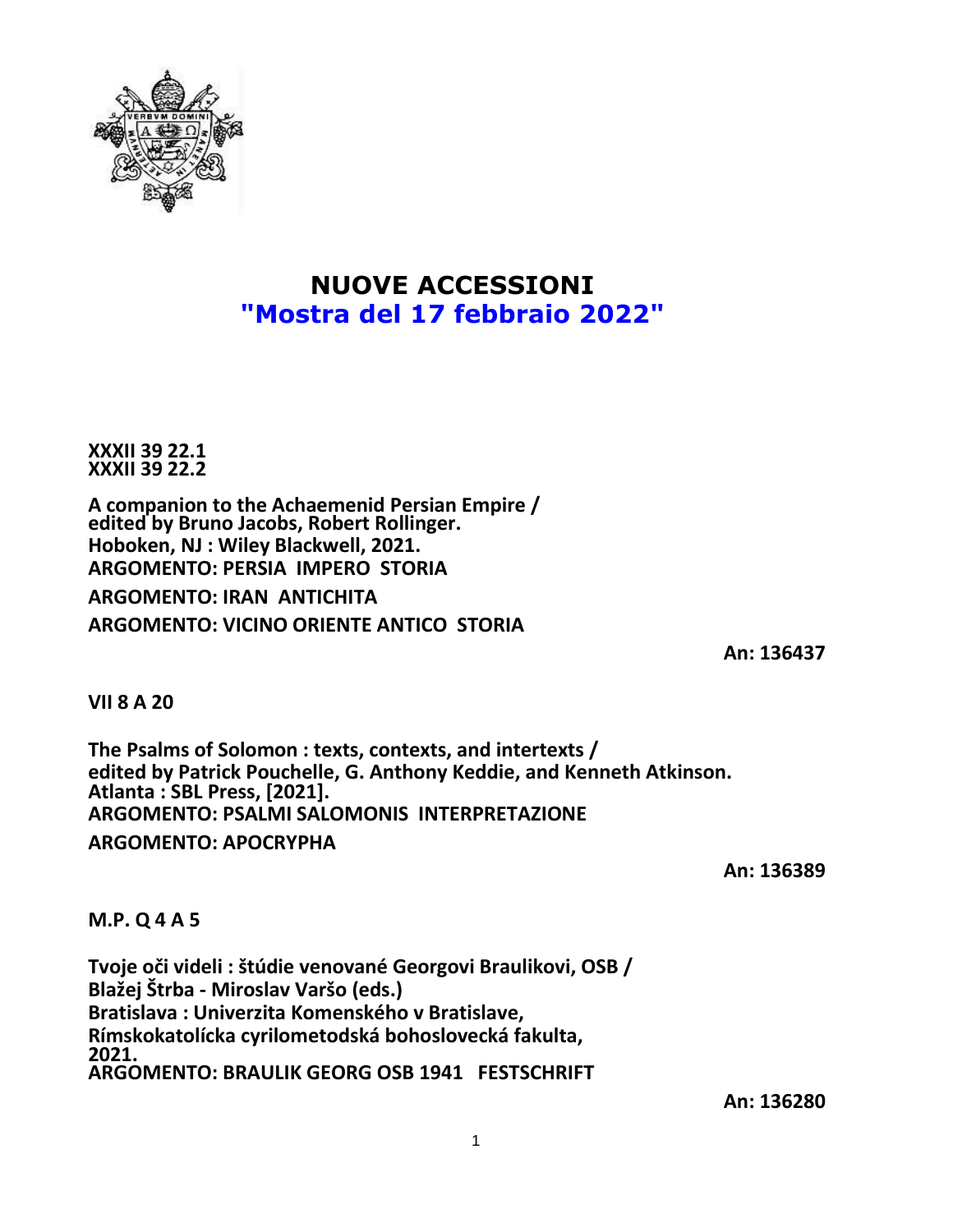# NUOVE ACCESSIONI
## "Mostra del 17 febbraio 2022"

**XXXII 39 22.1**
**XXXII 39 22.2**

**A companion to the Achaemenid Persian Empire /**
**edited by Bruno Jacobs, Robert Rollinger.**
**Hoboken, NJ : Wiley Blackwell, 2021.**
**ARGOMENTO: PERSIA IMPERO STORIA**
**ARGOMENTO: IRAN ANTICHITA**
**ARGOMENTO: VICINO ORIENTE ANTICO STORIA**

**An: 136437**

**VII 8 A 20**

**The Psalms of Solomon : texts, contexts, and intertexts /**
**edited by Patrick Pouchelle, G. Anthony Keddie, and Kenneth Atkinson.**
**Atlanta : SBL Press, [2021].**
**ARGOMENTO: PSALMI SALOMONIS INTERPRETAZIONE**
**ARGOMENTO: APOCRYPHA**

**An: 136389**

**M.P. Q 4 A 5**

**Tvoje oči videli : štúdie venované Georgovi Braulikovi, OSB /**
**Blažej Štrba - Miroslav Varšo (eds.)**
**Bratislava : Univerzita Komenského v Bratislave,**
**Rímskokatolícka cyrilometodská bohoslovecká fakulta,**
**2021.**
**ARGOMENTO: BRAULIK GEORG OSB 1941 FESTSCHRIFT**

**An: 136280**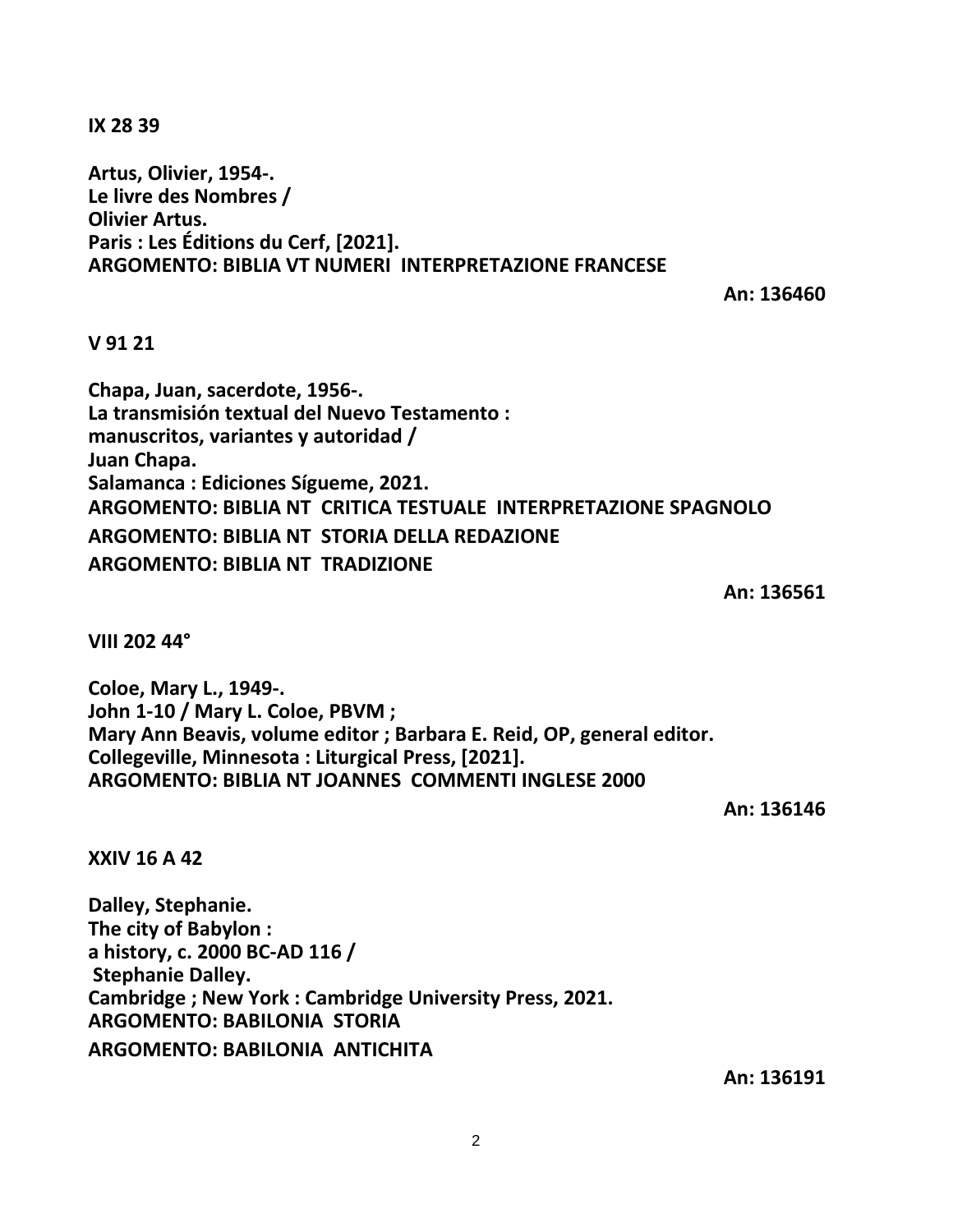**IX 28 39**

**Artus, Olivier, 1954-.**
**Le livre des Nombres /**
**Olivier Artus.**
**Paris : Les Éditions du Cerf, [2021].**
**ARGOMENTO: BIBLIA VT NUMERI INTERPRETAZIONE FRANCESE**

**An: 136460**

**V 91 21**

**Chapa, Juan, sacerdote, 1956-.**
**La transmisión textual del Nuevo Testamento :**
**manuscritos, variantes y autoridad /**
**Juan Chapa.**
**Salamanca : Ediciones Sígueme, 2021.**
**ARGOMENTO: BIBLIA NT CRITICA TESTUALE INTERPRETAZIONE SPAGNOLO**
**ARGOMENTO: BIBLIA NT STORIA DELLA REDAZIONE**
**ARGOMENTO: BIBLIA NT TRADIZIONE**

**An: 136561**

**VIII 202 44°**

**Coloe, Mary L., 1949-.**
**John 1-10 / Mary L. Coloe, PBVM ;**
**Mary Ann Beavis, volume editor ; Barbara E. Reid, OP, general editor.**
**Collegeville, Minnesota : Liturgical Press, [2021].**
**ARGOMENTO: BIBLIA NT JOANNES COMMENTI INGLESE 2000**

**An: 136146**

**XXIV 16 A 42**

**Dalley, Stephanie.**
**The city of Babylon :**
**a history, c. 2000 BC-AD 116 /**
**Stephanie Dalley.**
**Cambridge ; New York : Cambridge University Press, 2021.**
**ARGOMENTO: BABILONIA STORIA**
**ARGOMENTO: BABILONIA ANTICHITA**

**An: 136191**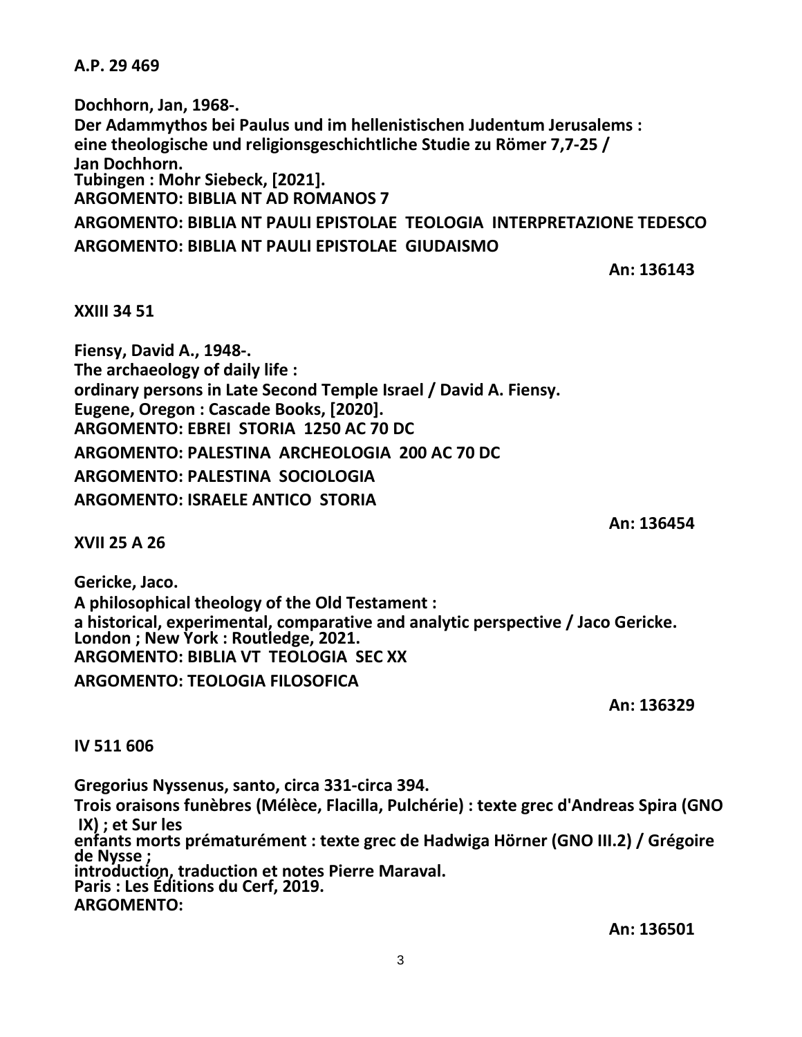**A.P. 29 469**

**Dochhorn, Jan, 1968-.**
**Der Adammythos bei Paulus und im hellenistischen Judentum Jerusalems :**
**eine theologische und religionsgeschichtliche Studie zu Römer 7,7-25 /**
**Jan Dochhorn.**
**Tubingen : Mohr Siebeck, [2021].**
**ARGOMENTO: BIBLIA NT AD ROMANOS 7**
**ARGOMENTO: BIBLIA NT PAULI EPISTOLAE TEOLOGIA INTERPRETAZIONE TEDESCO**
**ARGOMENTO: BIBLIA NT PAULI EPISTOLAE GIUDAISMO**

**An: 136143**

**XXIII 34 51**

**Fiensy, David A., 1948-.**
**The archaeology of daily life :**
**ordinary persons in Late Second Temple Israel / David A. Fiensy.**
**Eugene, Oregon : Cascade Books, [2020].**
**ARGOMENTO: EBREI STORIA 1250 AC 70 DC**
**ARGOMENTO: PALESTINA ARCHEOLOGIA 200 AC 70 DC**
**ARGOMENTO: PALESTINA SOCIOLOGIA**
**ARGOMENTO: ISRAELE ANTICO STORIA**

**An: 136454**

**XVII 25 A 26**

**Gericke, Jaco.**
**A philosophical theology of the Old Testament :**
**a historical, experimental, comparative and analytic perspective / Jaco Gericke.**
**London ; New York : Routledge, 2021.**
**ARGOMENTO: BIBLIA VT TEOLOGIA SEC XX**
**ARGOMENTO: TEOLOGIA FILOSOFICA**

**An: 136329**

**IV 511 606**

**Gregorius Nyssenus, santo, circa 331-circa 394.**
**Trois oraisons funèbres (Mélèce, Flacilla, Pulchérie) : texte grec d'Andreas Spira (GNO IX) ; et Sur les**
**enfants morts prématurément : texte grec de Hadwiga Hörner (GNO III.2) / Grégoire de Nysse ;**
**introduction, traduction et notes Pierre Maraval.**
**Paris : Les Éditions du Cerf, 2019.**
**ARGOMENTO:**

**An: 136501**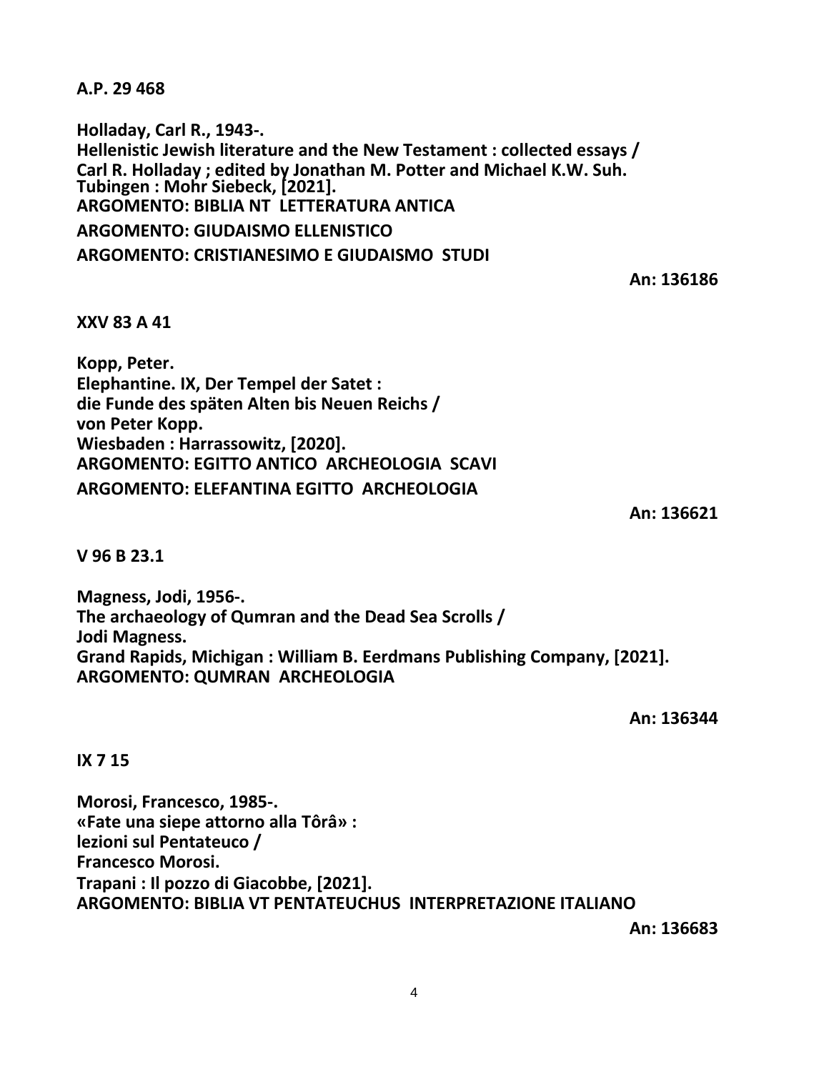**A.P. 29 468**

**Holladay, Carl R., 1943-.**
**Hellenistic Jewish literature and the New Testament : collected essays /**
**Carl R. Holladay ; edited by Jonathan M. Potter and Michael K.W. Suh.**
**Tubingen : Mohr Siebeck, [2021].**
**ARGOMENTO: BIBLIA NT LETTERATURA ANTICA**
**ARGOMENTO: GIUDAISMO ELLENISTICO**
**ARGOMENTO: CRISTIANESIMO E GIUDAISMO STUDI**

**An: 136186**

**XXV 83 A 41**

**Kopp, Peter.**
**Elephantine. IX, Der Tempel der Satet :**
**die Funde des späten Alten bis Neuen Reichs /**
**von Peter Kopp.**
**Wiesbaden : Harrassowitz, [2020].**
**ARGOMENTO: EGITTO ANTICO ARCHEOLOGIA SCAVI**
**ARGOMENTO: ELEFANTINA EGITTO ARCHEOLOGIA**

**An: 136621**

**V 96 B 23.1**

**Magness, Jodi, 1956-.**
**The archaeology of Qumran and the Dead Sea Scrolls /**
**Jodi Magness.**
**Grand Rapids, Michigan : William B. Eerdmans Publishing Company, [2021].**
**ARGOMENTO: QUMRAN ARCHEOLOGIA**

**An: 136344**

**IX 7 15**

**Morosi, Francesco, 1985-.**
**«Fate una siepe attorno alla Tôrâ» :**
**lezioni sul Pentateuco /**
**Francesco Morosi.**
**Trapani : Il pozzo di Giacobbe, [2021].**
**ARGOMENTO: BIBLIA VT PENTATEUCHUS INTERPRETAZIONE ITALIANO**

**An: 136683**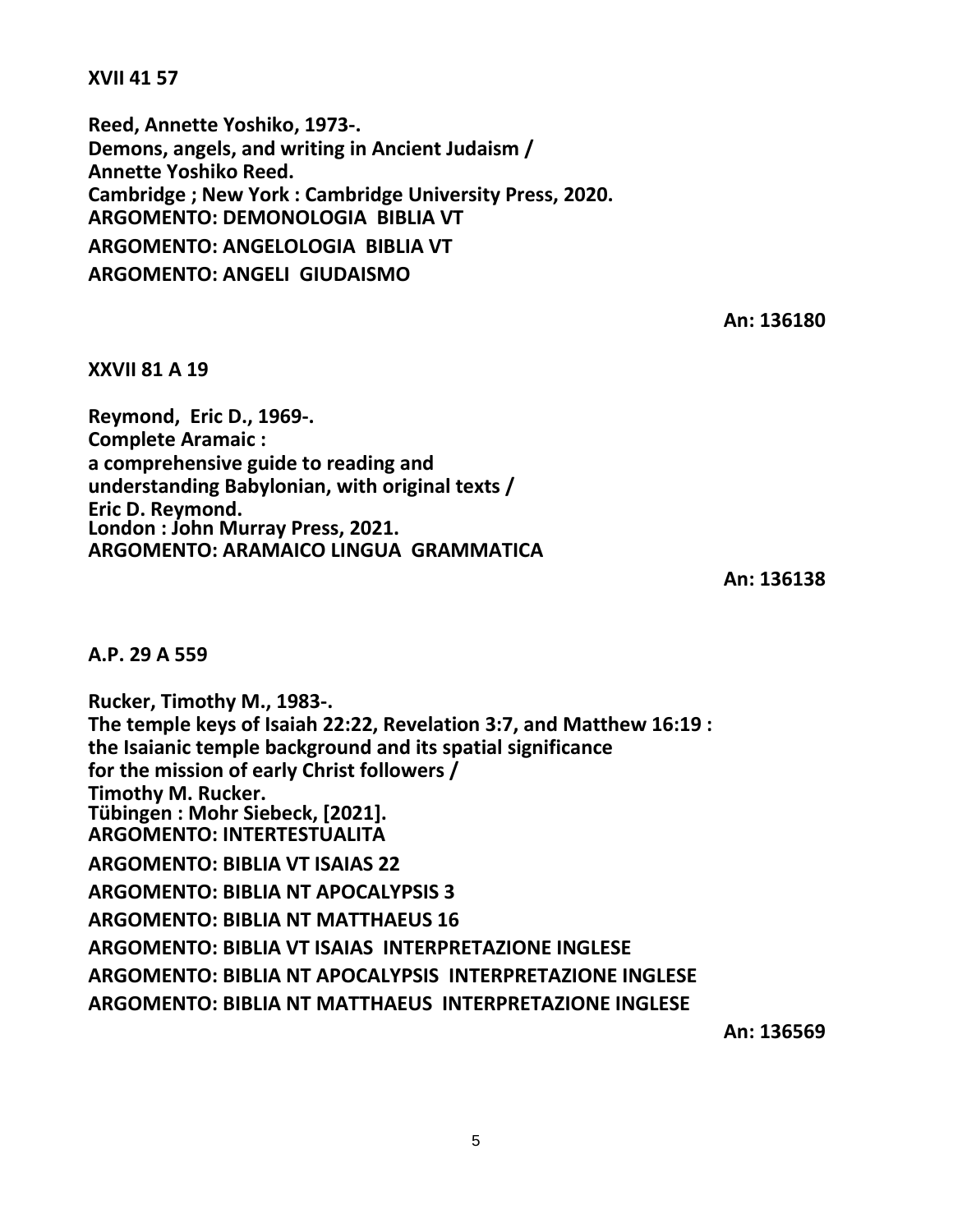**XVII 41 57**

**Reed, Annette Yoshiko, 1973-.**
**Demons, angels, and writing in Ancient Judaism /**
**Annette Yoshiko Reed.**
**Cambridge ; New York : Cambridge University Press, 2020.**
**ARGOMENTO: DEMONOLOGIA BIBLIA VT**
**ARGOMENTO: ANGELOLOGIA BIBLIA VT**
**ARGOMENTO: ANGELI GIUDAISMO**

**An: 136180**

**XXVII 81 A 19**

**Reymond, Eric D., 1969-.**
**Complete Aramaic :**
**a comprehensive guide to reading and**
**understanding Babylonian, with original texts /**
**Eric D. Reymond.**
**London : John Murray Press, 2021.**
**ARGOMENTO: ARAMAICO LINGUA GRAMMATICA**

**An: 136138**

**A.P. 29 A 559**

**Rucker, Timothy M., 1983-.**
**The temple keys of Isaiah 22:22, Revelation 3:7, and Matthew 16:19 :**
**the Isaianic temple background and its spatial significance**
**for the mission of early Christ followers /**
**Timothy M. Rucker.**
**Tübingen : Mohr Siebeck, [2021].**
**ARGOMENTO: INTERTESTUALITA**
**ARGOMENTO: BIBLIA VT ISAIAS 22**
**ARGOMENTO: BIBLIA NT APOCALYPSIS 3**
**ARGOMENTO: BIBLIA NT MATTHAEUS 16**
**ARGOMENTO: BIBLIA VT ISAIAS INTERPRETAZIONE INGLESE**
**ARGOMENTO: BIBLIA NT APOCALYPSIS INTERPRETAZIONE INGLESE**
**ARGOMENTO: BIBLIA NT MATTHAEUS INTERPRETAZIONE INGLESE**

**An: 136569**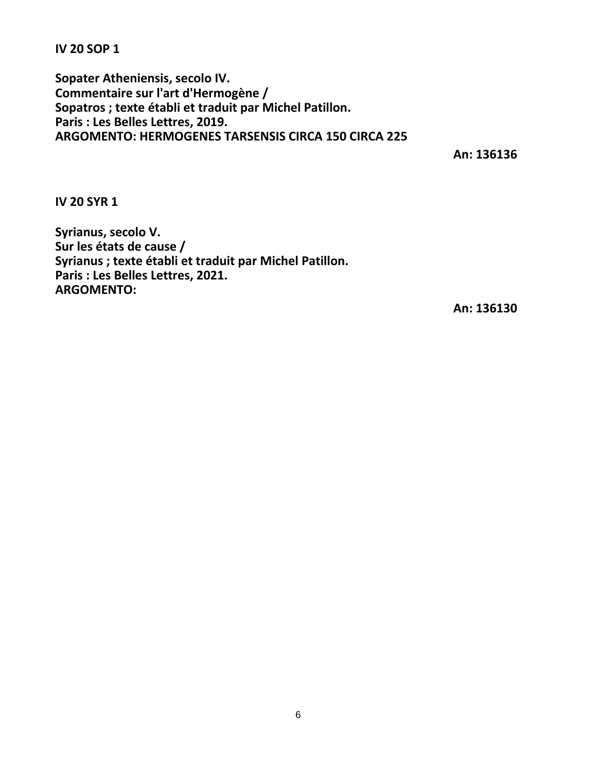**IV 20 SOP 1**

**Sopater Atheniensis, secolo IV.**
**Commentaire sur l'art d'Hermogène /**
**Sopatros ; texte établi et traduit par Michel Patillon.**
**Paris : Les Belles Lettres, 2019.**
**ARGOMENTO: HERMOGENES TARSENSIS CIRCA 150 CIRCA 225**

**An: 136136**

**IV 20 SYR 1**

**Syrianus, secolo V.**
**Sur les états de cause /**
**Syrianus ; texte établi et traduit par Michel Patillon.**
**Paris : Les Belles Lettres, 2021.**
**ARGOMENTO:**

**An: 136130**